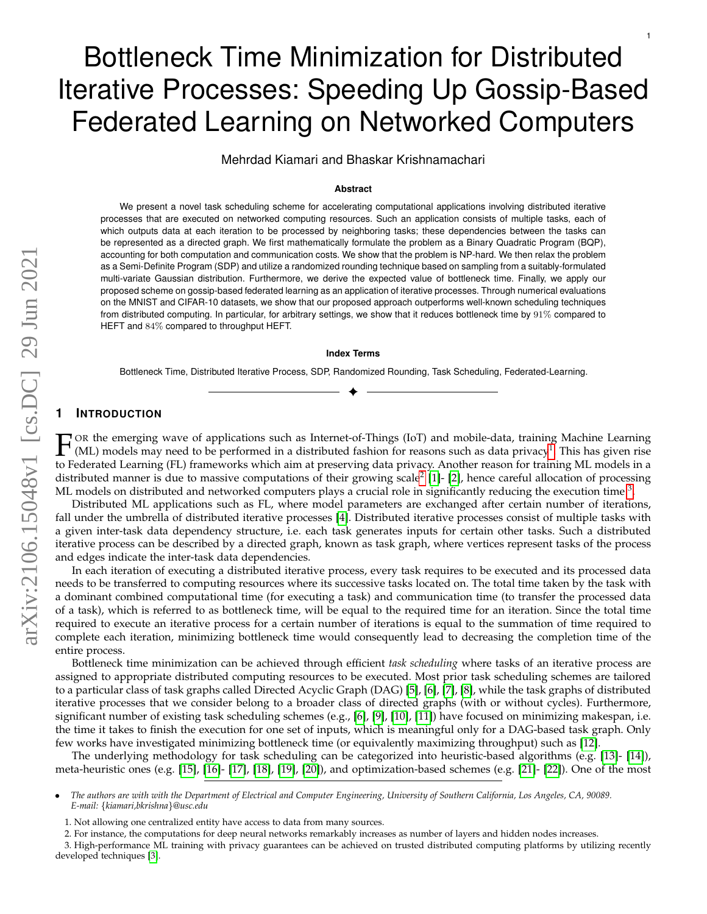# Bottleneck Time Minimization for Distributed Iterative Processes: Speeding Up Gossip-Based Federated Learning on Networked Computers

Mehrdad Kiamari and Bhaskar Krishnamachari

**Abstract**

We present a novel task scheduling scheme for accelerating computational applications involving distributed iterative processes that are executed on networked computing resources. Such an application consists of multiple tasks, each of which outputs data at each iteration to be processed by neighboring tasks; these dependencies between the tasks can be represented as a directed graph. We first mathematically formulate the problem as a Binary Quadratic Program (BQP), accounting for both computation and communication costs. We show that the problem is NP-hard. We then relax the problem as a Semi-Definite Program (SDP) and utilize a randomized rounding technique based on sampling from a suitably-formulated multi-variate Gaussian distribution. Furthermore, we derive the expected value of bottleneck time. Finally, we apply our proposed scheme on gossip-based federated learning as an application of iterative processes. Through numerical evaluations on the MNIST and CIFAR-10 datasets, we show that our proposed approach outperforms well-known scheduling techniques from distributed computing. In particular, for arbitrary settings, we show that it reduces bottleneck time by $91\%$ compared to HEFT and $84\%$ compared to throughput HEFT.

**Index Terms**

Bottleneck Time, Distributed Iterative Process, SDP, Randomized Rounding, Task Scheduling, Federated-Learning.

## 1 Introduction

For the emerging wave of applications such as Internet-of-Things (IoT) and mobile-data, training Machine Learning (ML) models may need to be performed in a distributed fashion for reasons such as data privacy[1]. This has given rise to Federated Learning (FL) frameworks which aim at preserving data privacy. Another reason for training ML models in a distributed manner is due to massive computations of their growing scale[2] [1]- [2], hence careful allocation of processing ML models on distributed and networked computers plays a crucial role in significantly reducing the execution time[3].

Distributed ML applications such as FL, where model parameters are exchanged after certain number of iterations, fall under the umbrella of distributed iterative processes [4]. Distributed iterative processes consist of multiple tasks with a given inter-task data dependency structure, i.e. each task generates inputs for certain other tasks. Such a distributed iterative process can be described by a directed graph, known as task graph, where vertices represent tasks of the process and edges indicate the inter-task data dependencies.

In each iteration of executing a distributed iterative process, every task requires to be executed and its processed data needs to be transferred to computing resources where its successive tasks located on. The total time taken by the task with a dominant combined computational time (for executing a task) and communication time (to transfer the processed data of a task), which is referred to as bottleneck time, will be equal to the required time for an iteration. Since the total time required to execute an iterative process for a certain number of iterations is equal to the summation of time required to complete each iteration, minimizing bottleneck time would consequently lead to decreasing the completion time of the entire process.

Bottleneck time minimization can be achieved through efficient *task scheduling* where tasks of an iterative process are assigned to appropriate distributed computing resources to be executed. Most prior task scheduling schemes are tailored to a particular class of task graphs called Directed Acyclic Graph (DAG) [5], [6], [7], [8], while the task graphs of distributed iterative processes that we consider belong to a broader class of directed graphs (with or without cycles). Furthermore, significant number of existing task scheduling schemes (e.g., [6], [9], [10], [11]) have focused on minimizing makespan, i.e. the time it takes to finish the execution for one set of inputs, which is meaningful only for a DAG-based task graph. Only few works have investigated minimizing bottleneck time (or equivalently maximizing throughput) such as [12].

The underlying methodology for task scheduling can be categorized into heuristic-based algorithms (e.g. [13]- [14]), meta-heuristic ones (e.g. [15], [16]- [17], [18], [19], [20]), and optimization-based schemes (e.g. [21]- [22]). One of the most

- *The authors are with with the Department of Electrical and Computer Engineering, University of Southern California, Los Angeles, CA, 90089. E-mail: {kiamari,bkrishna}@usc.edu*

1. Not allowing one centralized entity have access to data from many sources.
2. For instance, the computations for deep neural networks remarkably increases as number of layers and hidden nodes increases.
3. High-performance ML training with privacy guarantees can be achieved on trusted distributed computing platforms by utilizing recently developed techniques [3].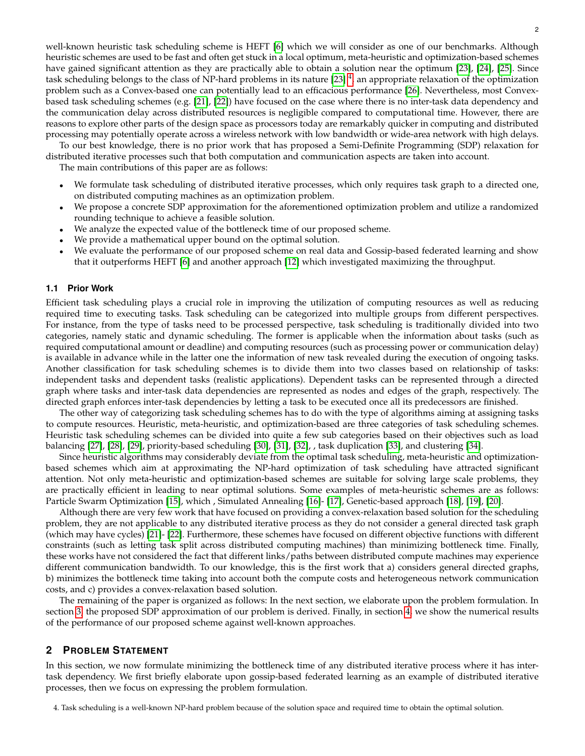well-known heuristic task scheduling scheme is HEFT [6] which we will consider as one of our benchmarks. Although heuristic schemes are used to be fast and often get stuck in a local optimum, meta-heuristic and optimization-based schemes have gained significant attention as they are practically able to obtain a solution near the optimum [23], [24], [25]. Since task scheduling belongs to the class of NP-hard problems in its nature [23] [4], an appropriate relaxation of the optimization problem such as a Convex-based one can potentially lead to an efficacious performance [26]. Nevertheless, most Convex-based task scheduling schemes (e.g. [21], [22]) have focused on the case where there is no inter-task data dependency and the communication delay across distributed resources is negligible compared to computational time. However, there are reasons to explore other parts of the design space as processors today are remarkably quicker in computing and distributed processing may potentially operate across a wireless network with low bandwidth or wide-area network with high delays.

To our best knowledge, there is no prior work that has proposed a Semi-Definite Programming (SDP) relaxation for distributed iterative processes such that both computation and communication aspects are taken into account.

The main contributions of this paper are as follows:

- We formulate task scheduling of distributed iterative processes, which only requires task graph to a directed one, on distributed computing machines as an optimization problem.
- We propose a concrete SDP approximation for the aforementioned optimization problem and utilize a randomized rounding technique to achieve a feasible solution.
- We analyze the expected value of the bottleneck time of our proposed scheme.
- We provide a mathematical upper bound on the optimal solution.
- We evaluate the performance of our proposed scheme on real data and Gossip-based federated learning and show that it outperforms HEFT [6] and another approach [12] which investigated maximizing the throughput.

### 1.1 Prior Work

Efficient task scheduling plays a crucial role in improving the utilization of computing resources as well as reducing required time to executing tasks. Task scheduling can be categorized into multiple groups from different perspectives. For instance, from the type of tasks need to be processed perspective, task scheduling is traditionally divided into two categories, namely static and dynamic scheduling. The former is applicable when the information about tasks (such as required computational amount or deadline) and computing resources (such as processing power or communication delay) is available in advance while in the latter one the information of new task revealed during the execution of ongoing tasks. Another classification for task scheduling schemes is to divide them into two classes based on relationship of tasks: independent tasks and dependent tasks (realistic applications). Dependent tasks can be represented through a directed graph where tasks and inter-task data dependencies are represented as nodes and edges of the graph, respectively. The directed graph enforces inter-task dependencies by letting a task to be executed once all its predecessors are finished.

The other way of categorizing task scheduling schemes has to do with the type of algorithms aiming at assigning tasks to compute resources. Heuristic, meta-heuristic, and optimization-based are three categories of task scheduling schemes. Heuristic task scheduling schemes can be divided into quite a few sub categories based on their objectives such as load balancing [27], [28], [29], priority-based scheduling [30], [31], [32], , task duplication [33], and clustering [34].

Since heuristic algorithms may considerably deviate from the optimal task scheduling, meta-heuristic and optimization-based schemes which aim at approximating the NP-hard optimization of task scheduling have attracted significant attention. Not only meta-heuristic and optimization-based schemes are suitable for solving large scale problems, they are practically efficient in leading to near optimal solutions. Some examples of meta-heuristic schemes are as follows: Particle Swarm Optimization [15], which , Simulated Annealing [16]- [17], Genetic-based approach [18], [19], [20].

Although there are very few work that have focused on providing a convex-relaxation based solution for the scheduling problem, they are not applicable to any distributed iterative process as they do not consider a general directed task graph (which may have cycles) [21]- [22]. Furthermore, these schemes have focused on different objective functions with different constraints (such as letting task split across distributed computing machines) than minimizing bottleneck time. Finally, these works have not considered the fact that different links/paths between distributed compute machines may experience different communication bandwidth. To our knowledge, this is the first work that a) considers general directed graphs, b) minimizes the bottleneck time taking into account both the compute costs and heterogeneous network communication costs, and c) provides a convex-relaxation based solution.

The remaining of the paper is organized as follows: In the next section, we elaborate upon the problem formulation. In section 3, the proposed SDP approximation of our problem is derived. Finally, in section 4, we show the numerical results of the performance of our proposed scheme against well-known approaches.

## 2 Problem Statement

In this section, we now formulate minimizing the bottleneck time of any distributed iterative process where it has inter-task dependency. We first briefly elaborate upon gossip-based federated learning as an example of distributed iterative processes, then we focus on expressing the problem formulation.

4. Task scheduling is a well-known NP-hard problem because of the solution space and required time to obtain the optimal solution.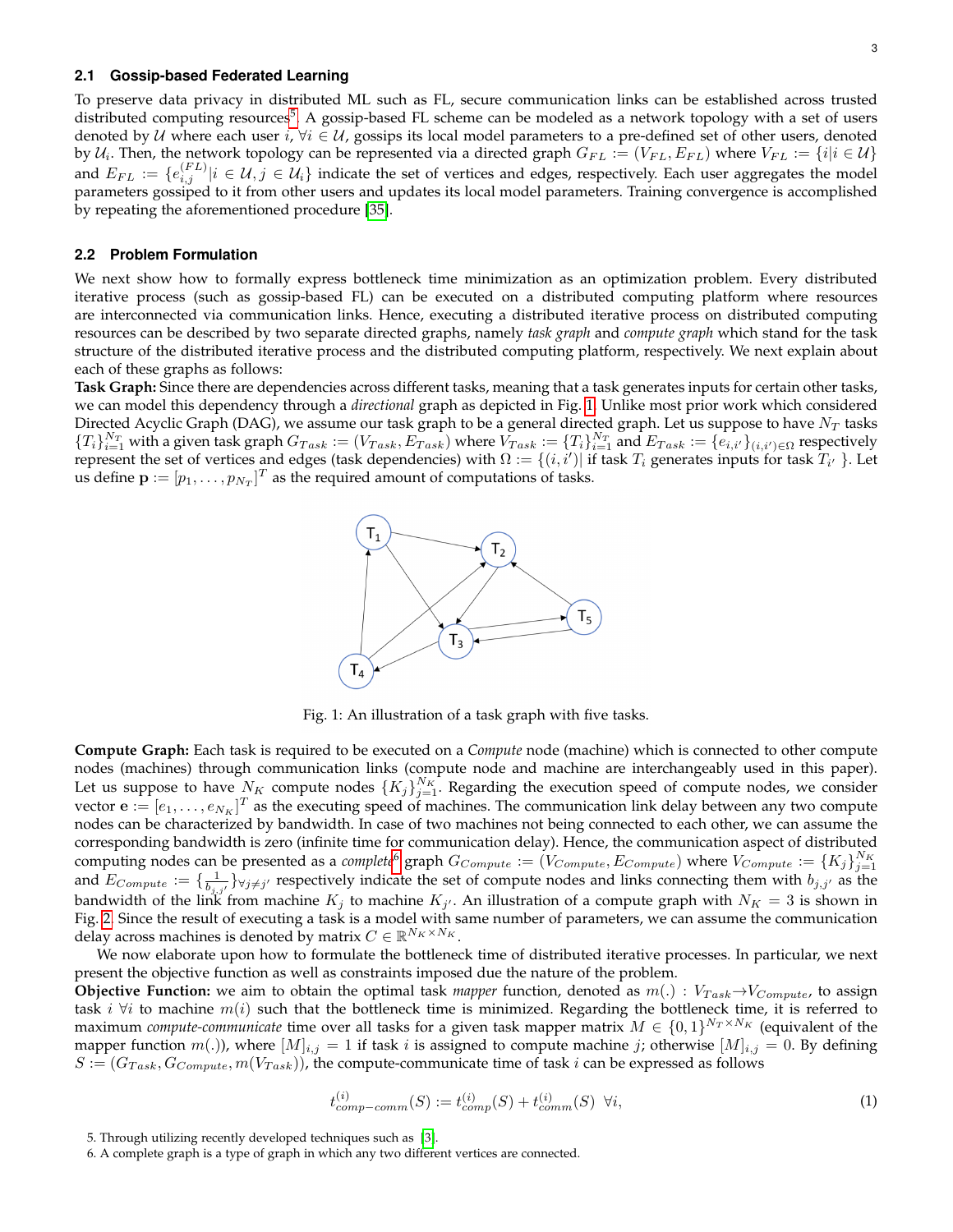### 2.1 Gossip-based Federated Learning

To preserve data privacy in distributed ML such as FL, secure communication links can be established across trusted distributed computing resources[5]. A gossip-based FL scheme can be modeled as a network topology with a set of users denoted by $\mathcal{U}$ where each user $i$, $\forall i \in \mathcal{U}$, gossips its local model parameters to a pre-defined set of other users, denoted by $\mathcal{U}_i$. Then, the network topology can be represented via a directed graph $G_{FL} := (V_{FL}, E_{FL})$ where $V_{FL} := \{i | i \in \mathcal{U}\}$ and $E_{FL} := \{e^{(FL)}_{i,j} | i \in \mathcal{U}, j \in \mathcal{U}_i\}$ indicate the set of vertices and edges, respectively. Each user aggregates the model parameters gossiped to it from other users and updates its local model parameters. Training convergence is accomplished by repeating the aforementioned procedure [35].

### 2.2 Problem Formulation

We next show how to formally express bottleneck time minimization as an optimization problem. Every distributed iterative process (such as gossip-based FL) can be executed on a distributed computing platform where resources are interconnected via communication links. Hence, executing a distributed iterative process on distributed computing resources can be described by two separate directed graphs, namely *task graph* and *compute graph* which stand for the task structure of the distributed iterative process and the distributed computing platform, respectively. We next explain about each of these graphs as follows:

**Task Graph:** Since there are dependencies across different tasks, meaning that a task generates inputs for certain other tasks, we can model this dependency through a *directional* graph as depicted in Fig. 1. Unlike most prior work which considered Directed Acyclic Graph (DAG), we assume our task graph to be a general directed graph. Let us suppose to have $N_T$ tasks $\{T_i\}_{i=1}^{N_T}$ with a given task graph $G_{Task} := (V_{Task}, E_{Task})$ where $V_{Task} := \{T_i\}_{i=1}^{N_T}$ and $E_{Task} := \{e_{i,i'}\}_{(i,i') \in \Omega}$ respectively represent the set of vertices and edges (task dependencies) with $\Omega := \{(i,i') |$ if task $T_i$ generates inputs for task $T_{i'}$ $\}$. Let us define $\mathbf{p} := [p_1, \ldots, p_{N_T}]^T$ as the required amount of computations of tasks.

Fig. 1: An illustration of a task graph with five tasks.

**Compute Graph:** Each task is required to be executed on a *Compute* node (machine) which is connected to other compute nodes (machines) through communication links (compute node and machine are interchangeably used in this paper). Let us suppose to have $N_K$ compute nodes $\{K_j\}_{j=1}^{N_K}$. Regarding the execution speed of compute nodes, we consider vector $\mathbf{e} := [e_1, \ldots, e_{N_K}]^T$ as the executing speed of machines. The communication link delay between any two compute nodes can be characterized by bandwidth. In case of two machines not being connected to each other, we can assume the corresponding bandwidth is zero (infinite time for communication delay). Hence, the communication aspect of distributed computing nodes can be presented as a *complete*[6] graph $G_{Compute} := (V_{Compute}, E_{Compute})$ where $V_{Compute} := \{K_j\}_{j=1}^{N_K}$ and $E_{Compute} := \{\frac{1}{b_{j,j'}}\}_{\forall j \neq j'}$ respectively indicate the set of compute nodes and links connecting them with $b_{j,j'}$ as the bandwidth of the link from machine $K_j$ to machine $K_{j'}$. An illustration of a compute graph with $N_K = 3$ is shown in Fig. 2. Since the result of executing a task is a model with same number of parameters, we can assume the communication delay across machines is denoted by matrix $C \in \mathbb{R}^{N_K \times N_K}$.

We now elaborate upon how to formulate the bottleneck time of distributed iterative processes. In particular, we next present the objective function as well as constraints imposed due the nature of the problem.

**Objective Function:** we aim to obtain the optimal task *mapper* function, denoted as $m(.) : V_{Task} \to V_{Compute}$, to assign task $i$ $\forall i$ to machine $m(i)$ such that the bottleneck time is minimized. Regarding the bottleneck time, it is referred to maximum *compute-communicate* time over all tasks for a given task mapper matrix $M \in \{0,1\}^{N_T \times N_K}$ (equivalent of the mapper function $m(.)$), where $[M]_{i,j} = 1$ if task $i$ is assigned to compute machine $j$; otherwise $[M]_{i,j} = 0$. By defining $S := (G_{Task}, G_{Compute}, m(V_{Task}))$, the compute-communicate time of task $i$ can be expressed as follows

$$t^{(i)}_{comp-comm}(S) := t^{(i)}_{comp}(S) + t^{(i)}_{comm}(S) \;\; \forall i, \tag{1}$$

5. Through utilizing recently developed techniques such as [3].

6. A complete graph is a type of graph in which any two different vertices are connected.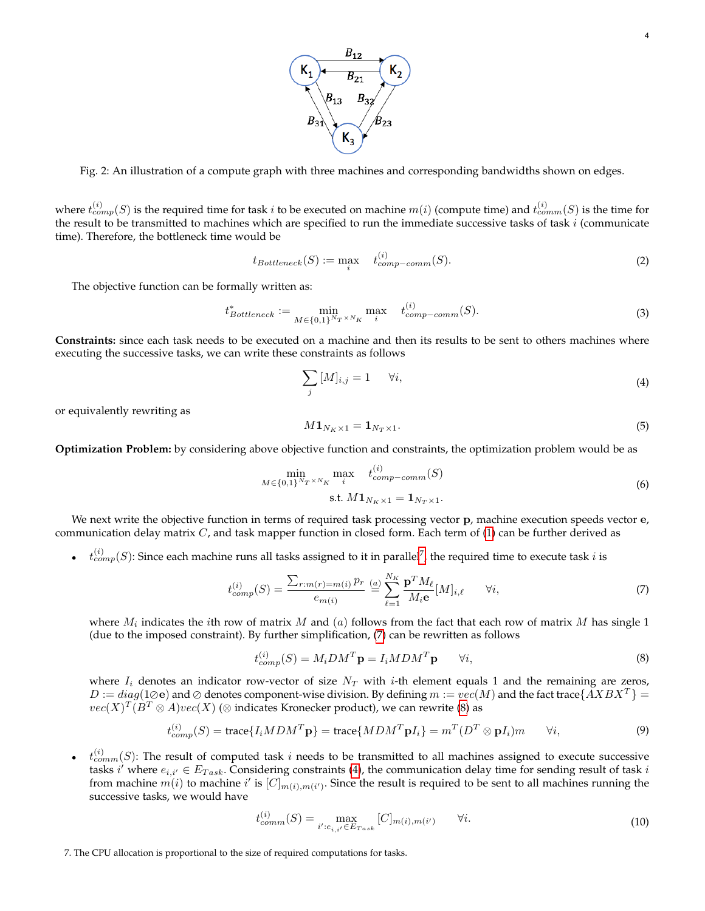Fig. 2: An illustration of a compute graph with three machines and corresponding bandwidths shown on edges.

where $t^{(i)}_{comp}(S)$ is the required time for task $i$ to be executed on machine $m(i)$ (compute time) and $t^{(i)}_{comm}(S)$ is the time for the result to be transmitted to machines which are specified to run the immediate successive tasks of task $i$ (communicate time). Therefore, the bottleneck time would be

$$t_{Bottleneck}(S) := \max_{i} \quad t^{(i)}_{comp-comm}(S). \tag{2}$$

The objective function can be formally written as:

$$t^{*}_{Bottleneck} := \min_{M \in \{0,1\}^{N_T \times N_K}} \max_{i} \quad t^{(i)}_{comp-comm}(S). \tag{3}$$

**Constraints:** since each task needs to be executed on a machine and then its results to be sent to others machines where executing the successive tasks, we can write these constraints as follows

$$\sum_{j} [M]_{i,j} = 1 \qquad \forall i, \tag{4}$$

or equivalently rewriting as

$$M\mathbf{1}_{N_K \times 1} = \mathbf{1}_{N_T \times 1}. \tag{5}$$

**Optimization Problem:** by considering above objective function and constraints, the optimization problem would be as

$$\begin{aligned} \min_{M \in \{0,1\}^{N_T \times N_K}} \max_{i} \quad & t^{(i)}_{comp-comm}(S) \\ \text{s.t. } & M\mathbf{1}_{N_K \times 1} = \mathbf{1}_{N_T \times 1}. \end{aligned} \tag{6}$$

We next write the objective function in terms of required task processing vector $\mathbf{p}$, machine execution speeds vector $\mathbf{e}$, communication delay matrix $C$, and task mapper function in closed form. Each term of (1) can be further derived as

- $t^{(i)}_{comp}(S)$: Since each machine runs all tasks assigned to it in parallel[7], the required time to execute task $i$ is

$$t^{(i)}_{comp}(S) = \frac{\sum_{r:m(r)=m(i)} p_r}{e_{m(i)}} \overset{(a)}{=} \sum_{\ell=1}^{N_K} \frac{\mathbf{p}^T M_\ell}{M_i \mathbf{e}} [M]_{i,\ell} \qquad \forall i, \tag{7}$$

  where $M_i$ indicates the $i$th row of matrix $M$ and $(a)$ follows from the fact that each row of matrix $M$ has single 1 (due to the imposed constraint). By further simplification, (7) can be rewritten as follows

$$t^{(i)}_{comp}(S) = M_i D M^T \mathbf{p} = I_i M D M^T \mathbf{p} \qquad \forall i, \tag{8}$$

  where $I_i$ denotes an indicator row-vector of size $N_T$ with $i$-th element equals 1 and the remaining are zeros, $D := diag(1 \oslash \mathbf{e})$ and $\oslash$ denotes component-wise division. By defining $m := vec(M)$ and the fact $\text{trace}\{AXBX^T\} = vec(X)^T (B^T \otimes A) vec(X)$ ($\otimes$ indicates Kronecker product), we can rewrite (8) as

$$t^{(i)}_{comp}(S) = \text{trace}\{I_i M D M^T \mathbf{p}\} = \text{trace}\{M D M^T \mathbf{p} I_i\} = m^T (D^T \otimes \mathbf{p} I_i) m \qquad \forall i, \tag{9}$$

- $t^{(i)}_{comm}(S)$: The result of computed task $i$ needs to be transmitted to all machines assigned to execute successive tasks $i'$ where $e_{i,i'} \in E_{Task}$. Considering constraints (4), the communication delay time for sending result of task $i$ from machine $m(i)$ to machine $i'$ is $[C]_{m(i),m(i')}$. Since the result is required to be sent to all machines running the successive tasks, we would have

$$t^{(i)}_{comm}(S) = \max_{i':e_{i,i'} \in E_{Task}} [C]_{m(i),m(i')} \qquad \forall i. \tag{10}$$

7. The CPU allocation is proportional to the size of required computations for tasks.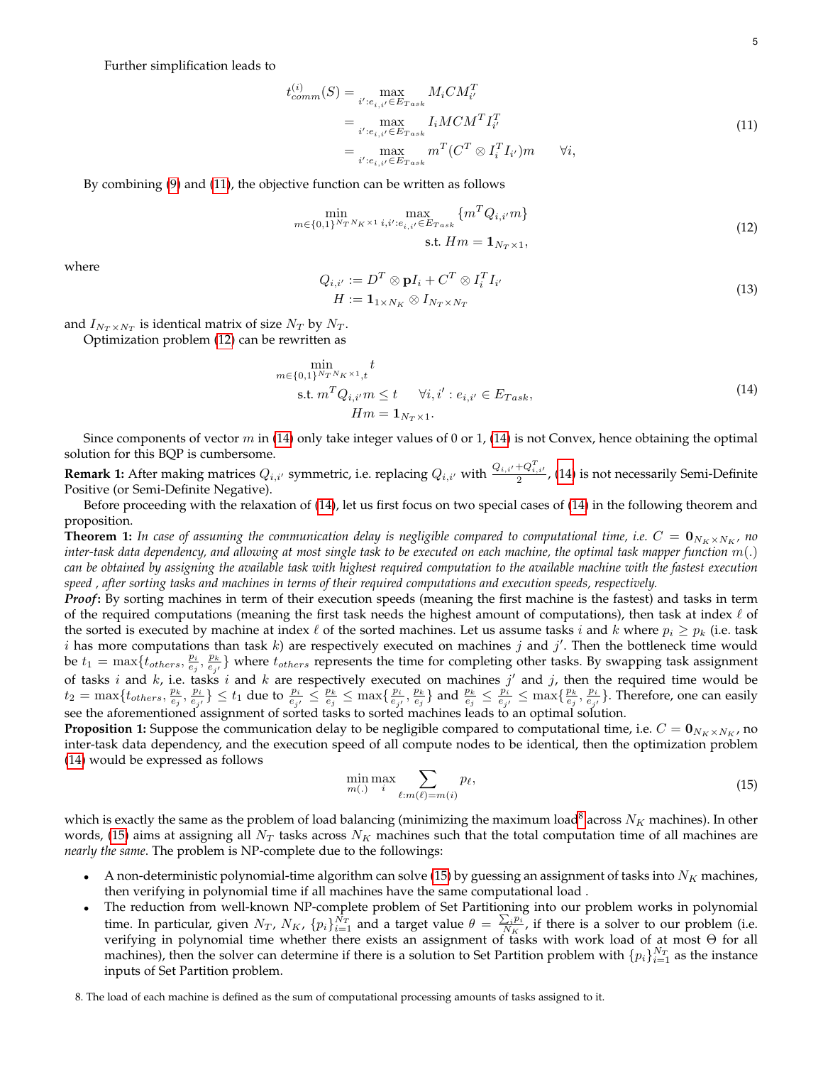Further simplification leads to

$$
\begin{aligned}
t_{comm}^{(i)}(S) &= \max_{i':e_{i,i'}\in E_{Task}} M_i C M_{i'}^T \\
&= \max_{i':e_{i,i'}\in E_{Task}} I_i M C M^T I_{i'}^T \\
&= \max_{i':e_{i,i'}\in E_{Task}} m^T (C^T \otimes I_i^T I_{i'}) m \qquad \forall i,
\end{aligned}
\tag{11}
$$

By combining (9) and (11), the objective function can be written as follows

$$
\begin{aligned}
\min_{m\in\{0,1\}^{N_T N_K\times 1}} \max_{i,i':e_{i,i'}\in E_{Task}} &\{m^T Q_{i,i'} m\} \\
\text{s.t. } &Hm = \mathbf{1}_{N_T\times 1},
\end{aligned}
\tag{12}
$$

where

$$
\begin{aligned}
Q_{i,i'} &:= D^T \otimes \mathbf{p} I_i + C^T \otimes I_i^T I_{i'} \\
H &:= \mathbf{1}_{1\times N_K} \otimes I_{N_T\times N_T}
\end{aligned}
\tag{13}
$$

and $I_{N_T\times N_T}$ is identical matrix of size $N_T$ by $N_T$.

Optimization problem (12) can be rewritten as

$$
\begin{aligned}
\min_{m\in\{0,1\}^{N_T N_K\times 1},t} \; & t \\
\text{s.t. } m^T Q_{i,i'} m &\le t \qquad \forall i,i' : e_{i,i'} \in E_{Task}, \\
Hm &= \mathbf{1}_{N_T\times 1}.
\end{aligned}
\tag{14}
$$

Since components of vector $m$ in (14) only take integer values of 0 or 1, (14) is not Convex, hence obtaining the optimal solution for this BQP is cumbersome.

**Remark 1:** After making matrices $Q_{i,i'}$ symmetric, i.e. replacing $Q_{i,i'}$ with $\frac{Q_{i,i'}+Q_{i,i'}^T}{2}$, (14) is not necessarily Semi-Definite Positive (or Semi-Definite Negative).

Before proceeding with the relaxation of (14), let us first focus on two special cases of (14) in the following theorem and proposition.

**Theorem 1:** *In case of assuming the communication delay is negligible compared to computational time, i.e.* $C = \mathbf{0}_{N_K\times N_K}$*, no inter-task data dependency, and allowing at most single task to be executed on each machine, the optimal task mapper function* $m(.)$ *can be obtained by assigning the available task with highest required computation to the available machine with the fastest execution speed , after sorting tasks and machines in terms of their required computations and execution speeds, respectively.*

***Proof*:** By sorting machines in term of their execution speeds (meaning the first machine is the fastest) and tasks in term of the required computations (meaning the first task needs the highest amount of computations), then task at index $\ell$ of the sorted is executed by machine at index $\ell$ of the sorted machines. Let us assume tasks $i$ and $k$ where $p_i \ge p_k$ (i.e. task $i$ has more computations than task $k$) are respectively executed on machines $j$ and $j'$. Then the bottleneck time would be $t_1 = \max\{t_{others}, \frac{p_i}{e_j}, \frac{p_k}{e_{j'}}\}$ where $t_{others}$ represents the time for completing other tasks. By swapping task assignment of tasks $i$ and $k$, i.e. tasks $i$ and $k$ are respectively executed on machines $j'$ and $j$, then the required time would be $t_2 = \max\{t_{others}, \frac{p_k}{e_j}, \frac{p_i}{e_{j'}}\} \le t_1$ due to $\frac{p_i}{e_{j'}} \le \frac{p_k}{e_j} \le \max\{\frac{p_i}{e_{j'}}, \frac{p_k}{e_j}\}$ and $\frac{p_k}{e_j} \le \frac{p_i}{e_{j'}} \le \max\{\frac{p_k}{e_j}, \frac{p_i}{e_{j'}}\}$. Therefore, one can easily see the aforementioned assignment of sorted tasks to sorted machines leads to an optimal solution.

**Proposition 1:** Suppose the communication delay to be negligible compared to computational time, i.e. $C = \mathbf{0}_{N_K\times N_K}$, no inter-task data dependency, and the execution speed of all compute nodes to be identical, then the optimization problem (14) would be expressed as follows

$$
\min_{m(.)} \max_{i} \sum_{\ell:m(\ell)=m(i)} p_\ell,
\tag{15}
$$

which is exactly the same as the problem of load balancing (minimizing the maximum load[8] across $N_K$ machines). In other words, (15) aims at assigning all $N_T$ tasks across $N_K$ machines such that the total computation time of all machines are *nearly the same*. The problem is NP-complete due to the followings:

- A non-deterministic polynomial-time algorithm can solve (15) by guessing an assignment of tasks into $N_K$ machines, then verifying in polynomial time if all machines have the same computational load .
- The reduction from well-known NP-complete problem of Set Partitioning into our problem works in polynomial time. In particular, given $N_T$, $N_K$, $\{p_i\}_{i=1}^{N_T}$ and a target value $\theta = \frac{\sum_i p_i}{N_K}$, if there is a solver to our problem (i.e. verifying in polynomial time whether there exists an assignment of tasks with work load of at most $\Theta$ for all machines), then the solver can determine if there is a solution to Set Partition problem with $\{p_i\}_{i=1}^{N_T}$ as the instance inputs of Set Partition problem.

8. The load of each machine is defined as the sum of computational processing amounts of tasks assigned to it.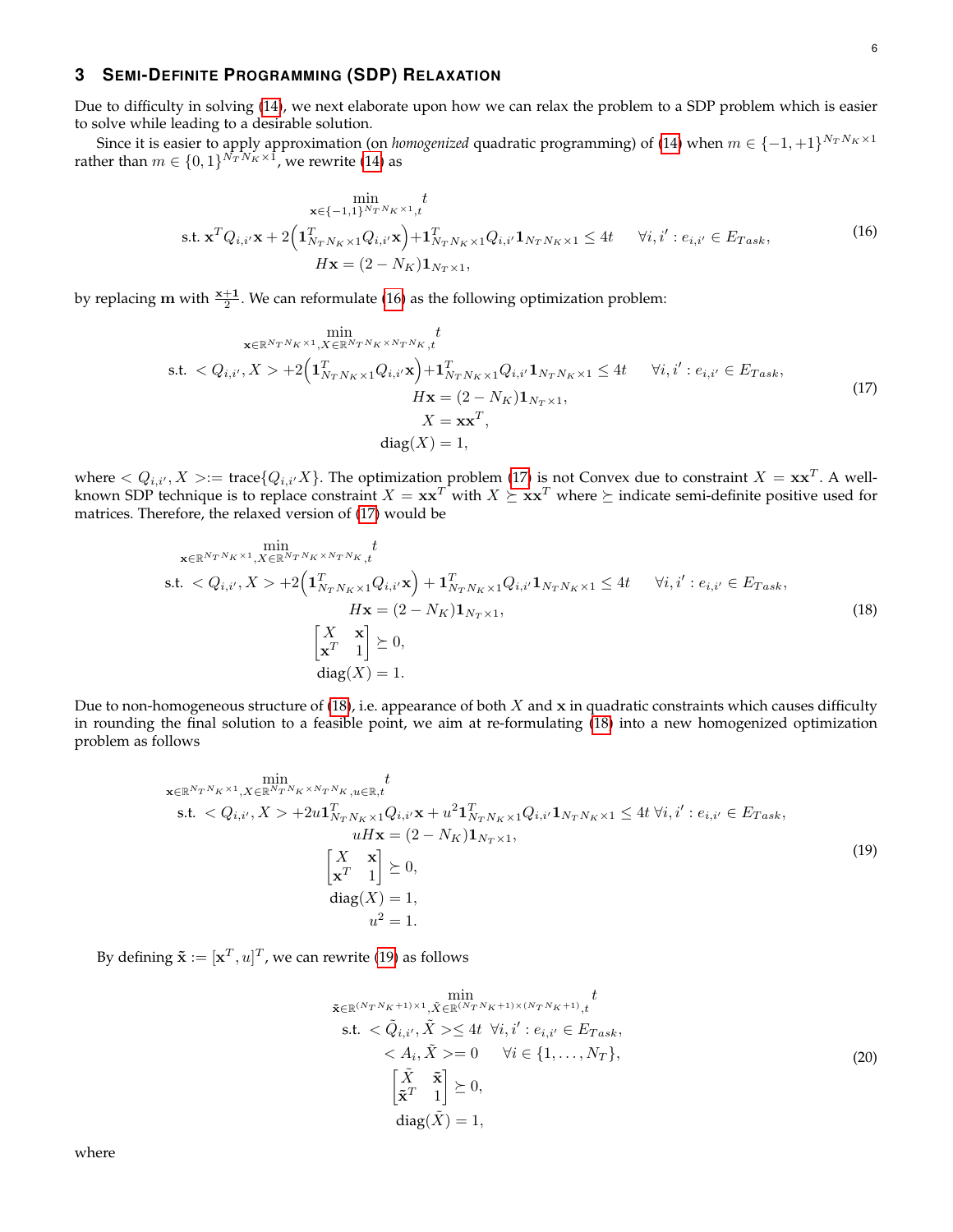## 3 Semi-Definite Programming (SDP) Relaxation

Due to difficulty in solving (14), we next elaborate upon how we can relax the problem to a SDP problem which is easier to solve while leading to a desirable solution.

Since it is easier to apply approximation (on *homogenized* quadratic programming) of (14) when $m \in \{-1, +1\}^{N_T N_K \times 1}$ rather than $m \in \{0, 1\}^{N_T N_K \times 1}$, we rewrite (14) as

$$
\begin{aligned}
&\min_{\mathbf{x} \in \{-1,1\}^{N_T N_K \times 1}, t} t \\
\text{s.t. } & \mathbf{x}^T Q_{i,i'} \mathbf{x} + 2\Big(\mathbf{1}^T_{N_T N_K \times 1} Q_{i,i'} \mathbf{x}\Big) + \mathbf{1}^T_{N_T N_K \times 1} Q_{i,i'} \mathbf{1}_{N_T N_K \times 1} \leq 4t \qquad \forall i, i' : e_{i,i'} \in E_{Task}, \\
& H\mathbf{x} = (2 - N_K)\mathbf{1}_{N_T \times 1},
\end{aligned}
\tag{16}
$$

by replacing $\mathbf{m}$ with $\frac{\mathbf{x}+\mathbf{1}}{2}$. We can reformulate (16) as the following optimization problem:

$$
\begin{aligned}
&\min_{\mathbf{x} \in \mathbb{R}^{N_T N_K \times 1}, X \in \mathbb{R}^{N_T N_K \times N_T N_K}, t} t \\
\text{s.t. } & < Q_{i,i'}, X > + 2\Big(\mathbf{1}^T_{N_T N_K \times 1} Q_{i,i'} \mathbf{x}\Big) + \mathbf{1}^T_{N_T N_K \times 1} Q_{i,i'} \mathbf{1}_{N_T N_K \times 1} \leq 4t \qquad \forall i, i' : e_{i,i'} \in E_{Task}, \\
& H\mathbf{x} = (2 - N_K)\mathbf{1}_{N_T \times 1}, \\
& X = \mathbf{x}\mathbf{x}^T, \\
& \text{diag}(X) = 1,
\end{aligned}
\tag{17}
$$

where $< Q_{i,i'}, X > := \text{trace}\{Q_{i,i'} X\}$. The optimization problem (17) is not Convex due to constraint $X = \mathbf{x}\mathbf{x}^T$. A well-known SDP technique is to replace constraint $X = \mathbf{x}\mathbf{x}^T$ with $X \succeq \mathbf{x}\mathbf{x}^T$ where $\succeq$ indicate semi-definite positive used for matrices. Therefore, the relaxed version of (17) would be

$$
\begin{aligned}
&\min_{\mathbf{x} \in \mathbb{R}^{N_T N_K \times 1}, X \in \mathbb{R}^{N_T N_K \times N_T N_K}, t} t \\
\text{s.t. } & < Q_{i,i'}, X > + 2\Big(\mathbf{1}^T_{N_T N_K \times 1} Q_{i,i'} \mathbf{x}\Big) + \mathbf{1}^T_{N_T N_K \times 1} Q_{i,i'} \mathbf{1}_{N_T N_K \times 1} \leq 4t \qquad \forall i, i' : e_{i,i'} \in E_{Task}, \\
& H\mathbf{x} = (2 - N_K)\mathbf{1}_{N_T \times 1}, \\
& \begin{bmatrix} X & \mathbf{x} \\ \mathbf{x}^T & 1 \end{bmatrix} \succeq 0, \\
& \text{diag}(X) = 1.
\end{aligned}
\tag{18}
$$

Due to non-homogeneous structure of (18), i.e. appearance of both $X$ and $\mathbf{x}$ in quadratic constraints which causes difficulty in rounding the final solution to a feasible point, we aim at re-formulating (18) into a new homogenized optimization problem as follows

$$
\begin{aligned}
&\min_{\mathbf{x} \in \mathbb{R}^{N_T N_K \times 1}, X \in \mathbb{R}^{N_T N_K \times N_T N_K}, u \in \mathbb{R}, t} t \\
\text{s.t. } & < Q_{i,i'}, X > + 2u\mathbf{1}^T_{N_T N_K \times 1} Q_{i,i'} \mathbf{x} + u^2 \mathbf{1}^T_{N_T N_K \times 1} Q_{i,i'} \mathbf{1}_{N_T N_K \times 1} \leq 4t \;\; \forall i, i' : e_{i,i'} \in E_{Task}, \\
& uH\mathbf{x} = (2 - N_K)\mathbf{1}_{N_T \times 1}, \\
& \begin{bmatrix} X & \mathbf{x} \\ \mathbf{x}^T & 1 \end{bmatrix} \succeq 0, \\
& \text{diag}(X) = 1, \\
& u^2 = 1.
\end{aligned}
\tag{19}
$$

By defining $\tilde{\mathbf{x}} := [\mathbf{x}^T, u]^T$, we can rewrite (19) as follows

$$
\begin{aligned}
&\min_{\tilde{\mathbf{x}} \in \mathbb{R}^{(N_T N_K + 1) \times 1}, \tilde{X} \in \mathbb{R}^{(N_T N_K + 1) \times (N_T N_K + 1)}, t} t \\
\text{s.t. } & < \tilde{Q}_{i,i'}, \tilde{X} > \leq 4t \;\; \forall i, i' : e_{i,i'} \in E_{Task}, \\
& < A_i, \tilde{X} > = 0 \qquad \forall i \in \{1, \ldots, N_T\}, \\
& \begin{bmatrix} \tilde{X} & \tilde{\mathbf{x}} \\ \tilde{\mathbf{x}}^T & 1 \end{bmatrix} \succeq 0, \\
& \text{diag}(\tilde{X}) = 1,
\end{aligned}
\tag{20}
$$

where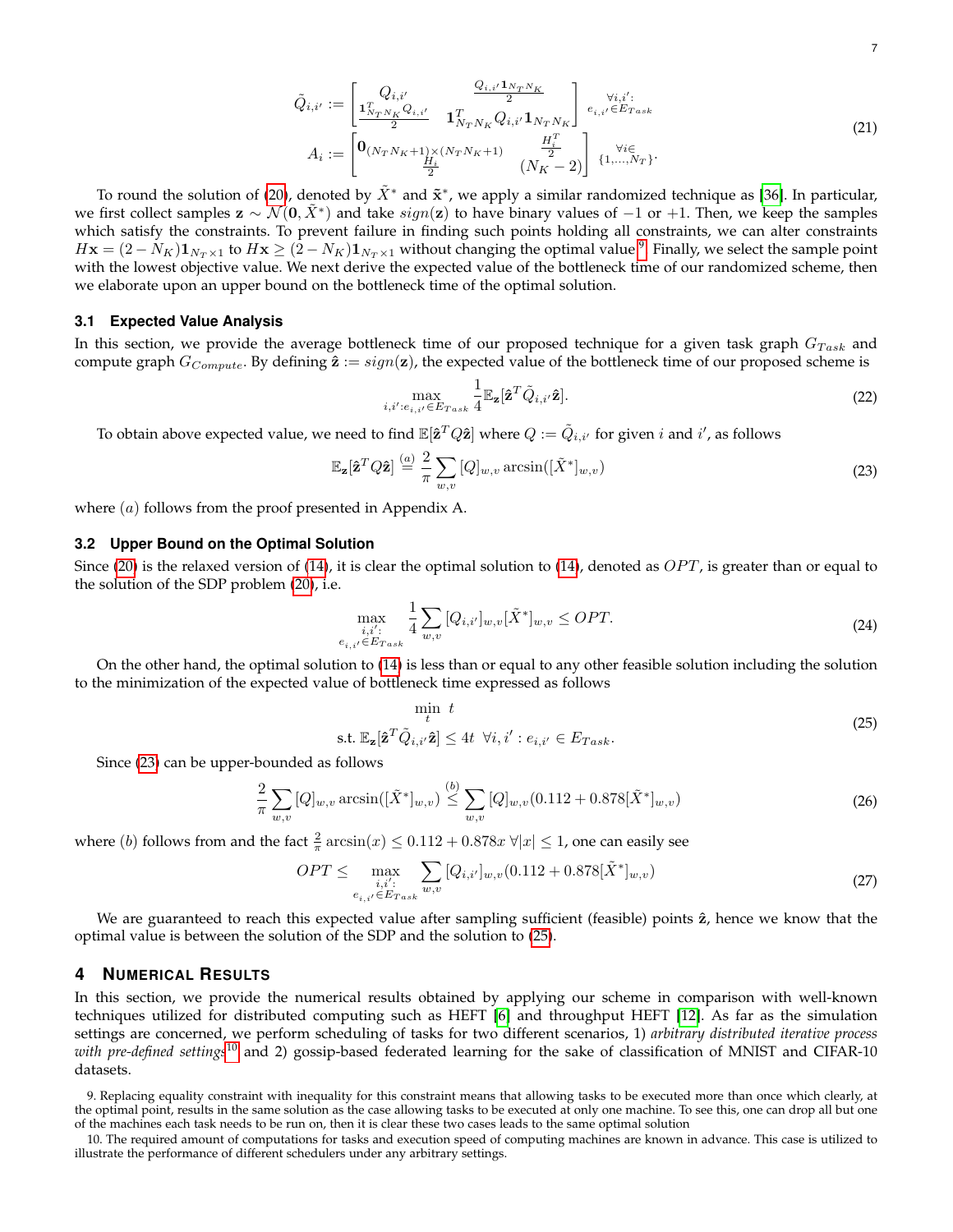$$
\tilde{Q}_{i,i'} := \begin{bmatrix} Q_{i,i'} & \frac{Q_{i,i'}\mathbf{1}_{N_T N_K}}{2} \\ \frac{\mathbf{1}^T_{N_T N_K} Q_{i,i'}}{2} & \mathbf{1}^T_{N_T N_K} Q_{i,i'} \mathbf{1}_{N_T N_K} \end{bmatrix}_{\substack{\forall i,i': \\ e_{i,i'} \in E_{Task}}}
$$
$$
A_i := \begin{bmatrix} \mathbf{0}_{(N_T N_K+1)\times(N_T N_K+1)} & \frac{H_i^T}{2} \\ \frac{H_i}{2} & (N_K - 2) \end{bmatrix}_{\substack{\forall i \in \\ \{1,\dots,N_T\}}}. \tag{21}
$$

To round the solution of (20), denoted by $\tilde{X}^*$ and $\tilde{\mathbf{x}}^*$, we apply a similar randomized technique as [36]. In particular, we first collect samples $\mathbf{z} \sim \mathcal{N}(\mathbf{0}, \tilde{X}^*)$ and take $sign(\mathbf{z})$ to have binary values of $-1$ or $+1$. Then, we keep the samples which satisfy the constraints. To prevent failure in finding such points holding all constraints, we can alter constraints $H\mathbf{x} = (2 - N_K)\mathbf{1}_{N_T \times 1}$ to $H\mathbf{x} \geq (2 - N_K)\mathbf{1}_{N_T \times 1}$ without changing the optimal value[9]. Finally, we select the sample point with the lowest objective value. We next derive the expected value of the bottleneck time of our randomized scheme, then we elaborate upon an upper bound on the bottleneck time of the optimal solution.

### 3.1 Expected Value Analysis

In this section, we provide the average bottleneck time of our proposed technique for a given task graph $G_{Task}$ and compute graph $G_{Compute}$. By defining $\hat{\mathbf{z}} := sign(\mathbf{z})$, the expected value of the bottleneck time of our proposed scheme is

$$
\max_{i,i': e_{i,i'} \in E_{Task}} \frac{1}{4} \mathbb{E}_{\mathbf{z}}[\hat{\mathbf{z}}^T \tilde{Q}_{i,i'} \hat{\mathbf{z}}]. \tag{22}
$$

To obtain above expected value, we need to find $\mathbb{E}[\hat{\mathbf{z}}^T Q \hat{\mathbf{z}}]$ where $Q := \tilde{Q}_{i,i'}$ for given $i$ and $i'$, as follows

$$
\mathbb{E}_{\mathbf{z}}[\hat{\mathbf{z}}^T Q \hat{\mathbf{z}}] \overset{(a)}{=} \frac{2}{\pi} \sum_{w,v} [Q]_{w,v} \arcsin([\tilde{X}^*]_{w,v}) \tag{23}
$$

where $(a)$ follows from the proof presented in Appendix A.

### 3.2 Upper Bound on the Optimal Solution

Since (20) is the relaxed version of (14), it is clear the optimal solution to (14), denoted as $OPT$, is greater than or equal to the solution of the SDP problem (20), i.e.

$$
\max_{\substack{i,i': \\ e_{i,i'} \in E_{Task}}} \frac{1}{4} \sum_{w,v} [Q_{i,i'}]_{w,v} [\tilde{X}^*]_{w,v} \leq OPT. \tag{24}
$$

On the other hand, the optimal solution to (14) is less than or equal to any other feasible solution including the solution to the minimization of the expected value of bottleneck time expressed as follows

$$
\begin{aligned}
&\min_{t} \ t \\
&\text{s.t. } \mathbb{E}_{\mathbf{z}}[\hat{\mathbf{z}}^T \tilde{Q}_{i,i'} \hat{\mathbf{z}}] \leq 4t \ \ \forall i, i' : e_{i,i'} \in E_{Task}.
\end{aligned} \tag{25}
$$

Since (23) can be upper-bounded as follows

$$
\frac{2}{\pi} \sum_{w,v} [Q]_{w,v} \arcsin([\tilde{X}^*]_{w,v}) \overset{(b)}{\leq} \sum_{w,v} [Q]_{w,v} (0.112 + 0.878 [\tilde{X}^*]_{w,v}) \tag{26}
$$

where $(b)$ follows from and the fact $\frac{2}{\pi}\arcsin(x) \leq 0.112 + 0.878x \ \forall |x| \leq 1$, one can easily see

$$
OPT \leq \max_{\substack{i,i': \\ e_{i,i'} \in E_{Task}}} \sum_{w,v} [Q_{i,i'}]_{w,v} (0.112 + 0.878 [\tilde{X}^*]_{w,v}) \tag{27}
$$

We are guaranteed to reach this expected value after sampling sufficient (feasible) points $\hat{\mathbf{z}}$, hence we know that the optimal value is between the solution of the SDP and the solution to (25).

## 4 Numerical Results

In this section, we provide the numerical results obtained by applying our scheme in comparison with well-known techniques utilized for distributed computing such as HEFT [6] and throughput HEFT [12]. As far as the simulation settings are concerned, we perform scheduling of tasks for two different scenarios, 1) *arbitrary distributed iterative process with pre-defined settings*[10] and 2) gossip-based federated learning for the sake of classification of MNIST and CIFAR-10 datasets.

9. Replacing equality constraint with inequality for this constraint means that allowing tasks to be executed more than once which clearly, at the optimal point, results in the same solution as the case allowing tasks to be executed at only one machine. To see this, one can drop all but one of the machines each task needs to be run on, then it is clear these two cases leads to the same optimal solution

10. The required amount of computations for tasks and execution speed of computing machines are known in advance. This case is utilized to illustrate the performance of different schedulers under any arbitrary settings.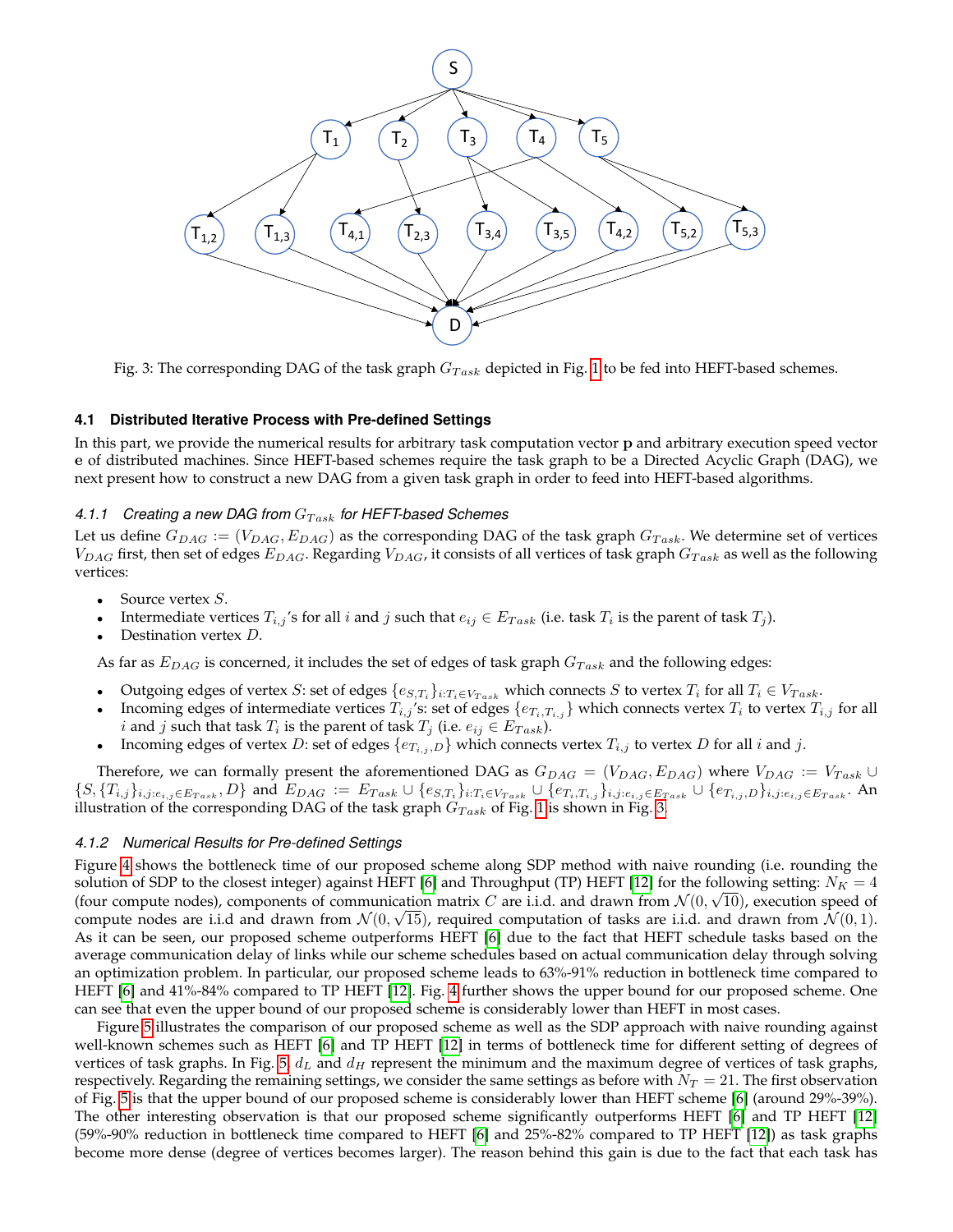Fig. 3: The corresponding DAG of the task graph $G_{Task}$ depicted in Fig. 1 to be fed into HEFT-based schemes.

### 4.1 Distributed Iterative Process with Pre-defined Settings

In this part, we provide the numerical results for arbitrary task computation vector $\mathbf{p}$ and arbitrary execution speed vector $\mathbf{e}$ of distributed machines. Since HEFT-based schemes require the task graph to be a Directed Acyclic Graph (DAG), we next present how to construct a new DAG from a given task graph in order to feed into HEFT-based algorithms.

#### 4.1.1 *Creating a new DAG from $G_{Task}$ for HEFT-based Schemes*

Let us define $G_{DAG} := (V_{DAG}, E_{DAG})$ as the corresponding DAG of the task graph $G_{Task}$. We determine set of vertices $V_{DAG}$ first, then set of edges $E_{DAG}$. Regarding $V_{DAG}$, it consists of all vertices of task graph $G_{Task}$ as well as the following vertices:

- Source vertex $S$.
- Intermediate vertices $T_{i,j}$'s for all $i$ and $j$ such that $e_{ij} \in E_{Task}$ (i.e. task $T_i$ is the parent of task $T_j$).
- Destination vertex $D$.

As far as $E_{DAG}$ is concerned, it includes the set of edges of task graph $G_{Task}$ and the following edges:

- Outgoing edges of vertex $S$: set of edges $\{e_{S,T_i}\}_{i:T_i \in V_{Task}}$ which connects $S$ to vertex $T_i$ for all $T_i \in V_{Task}$.
- Incoming edges of intermediate vertices $T_{i,j}$'s: set of edges $\{e_{T_i,T_{i,j}}\}$ which connects vertex $T_i$ to vertex $T_{i,j}$ for all $i$ and $j$ such that task $T_i$ is the parent of task $T_j$ (i.e. $e_{ij} \in E_{Task}$).
- Incoming edges of vertex $D$: set of edges $\{e_{T_{i,j},D}\}$ which connects vertex $T_{i,j}$ to vertex $D$ for all $i$ and $j$.

Therefore, we can formally present the aforementioned DAG as $G_{DAG} = (V_{DAG}, E_{DAG})$ where $V_{DAG} := V_{Task} \cup \{S, \{T_{i,j}\}_{i,j:e_{i,j} \in E_{Task}}, D\}$ and $E_{DAG} := E_{Task} \cup \{e_{S,T_i}\}_{i:T_i \in V_{Task}} \cup \{e_{T_i,T_{i,j}}\}_{i,j:e_{i,j} \in E_{Task}} \cup \{e_{T_{i,j},D}\}_{i,j:e_{i,j} \in E_{Task}}$. An illustration of the corresponding DAG of the task graph $G_{Task}$ of Fig. 1 is shown in Fig. 3.

#### 4.1.2 *Numerical Results for Pre-defined Settings*

Figure 4 shows the bottleneck time of our proposed scheme along SDP method with naive rounding (i.e. rounding the solution of SDP to the closest integer) against HEFT [6] and Throughput (TP) HEFT [12] for the following setting: $N_K = 4$ (four compute nodes), components of communication matrix $C$ are i.i.d. and drawn from $\mathcal{N}(0, \sqrt{10})$, execution speed of compute nodes are i.i.d and drawn from $\mathcal{N}(0, \sqrt{15})$, required computation of tasks are i.i.d. and drawn from $\mathcal{N}(0, 1)$. As it can be seen, our proposed scheme outperforms HEFT [6] due to the fact that HEFT schedule tasks based on the average communication delay of links while our scheme schedules based on actual communication delay through solving an optimization problem. In particular, our proposed scheme leads to 63%-91% reduction in bottleneck time compared to HEFT [6] and 41%-84% compared to TP HEFT [12]. Fig. 4 further shows the upper bound for our proposed scheme. One can see that even the upper bound of our proposed scheme is considerably lower than HEFT in most cases.

Figure 5 illustrates the comparison of our proposed scheme as well as the SDP approach with naive rounding against well-known schemes such as HEFT [6] and TP HEFT [12] in terms of bottleneck time for different setting of degrees of vertices of task graphs. In Fig. 5, $d_L$ and $d_H$ represent the minimum and the maximum degree of vertices of task graphs, respectively. Regarding the remaining settings, we consider the same settings as before with $N_T = 21$. The first observation of Fig. 5 is that the upper bound of our proposed scheme is considerably lower than HEFT scheme [6] (around 29%-39%). The other interesting observation is that our proposed scheme significantly outperforms HEFT [6] and TP HEFT [12] (59%-90% reduction in bottleneck time compared to HEFT [6] and 25%-82% compared to TP HEFT [12]) as task graphs become more dense (degree of vertices becomes larger). The reason behind this gain is due to the fact that each task has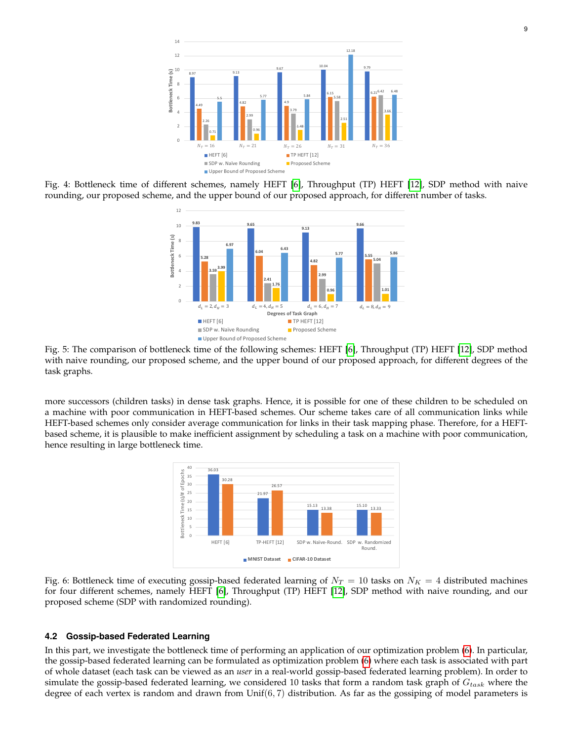Fig. 4: Bottleneck time of different schemes, namely HEFT [6], Throughput (TP) HEFT [12], SDP method with naive rounding, our proposed scheme, and the upper bound of our proposed approach, for different number of tasks.

Fig. 5: The comparison of bottleneck time of the following schemes: HEFT [6], Throughput (TP) HEFT [12], SDP method with naive rounding, our proposed scheme, and the upper bound of our proposed approach, for different degrees of the task graphs.

more successors (children tasks) in dense task graphs. Hence, it is possible for one of these children to be scheduled on a machine with poor communication in HEFT-based schemes. Our scheme takes care of all communication links while HEFT-based schemes only consider average communication for links in their task mapping phase. Therefore, for a HEFT-based scheme, it is plausible to make inefficient assignment by scheduling a task on a machine with poor communication, hence resulting in large bottleneck time.

Fig. 6: Bottleneck time of executing gossip-based federated learning of $N_T = 10$ tasks on $N_K = 4$ distributed machines for four different schemes, namely HEFT [6], Throughput (TP) HEFT [12], SDP method with naive rounding, and our proposed scheme (SDP with randomized rounding).

### 4.2 Gossip-based Federated Learning

In this part, we investigate the bottleneck time of performing an application of our optimization problem (6). In particular, the gossip-based federated learning can be formulated as optimization problem (6) where each task is associated with part of whole dataset (each task can be viewed as an *user* in a real-world gossip-based federated learning problem). In order to simulate the gossip-based federated learning, we considered 10 tasks that form a random task graph of $G_{task}$ where the degree of each vertex is random and drawn from Unif$(6, 7)$ distribution. As far as the gossiping of model parameters is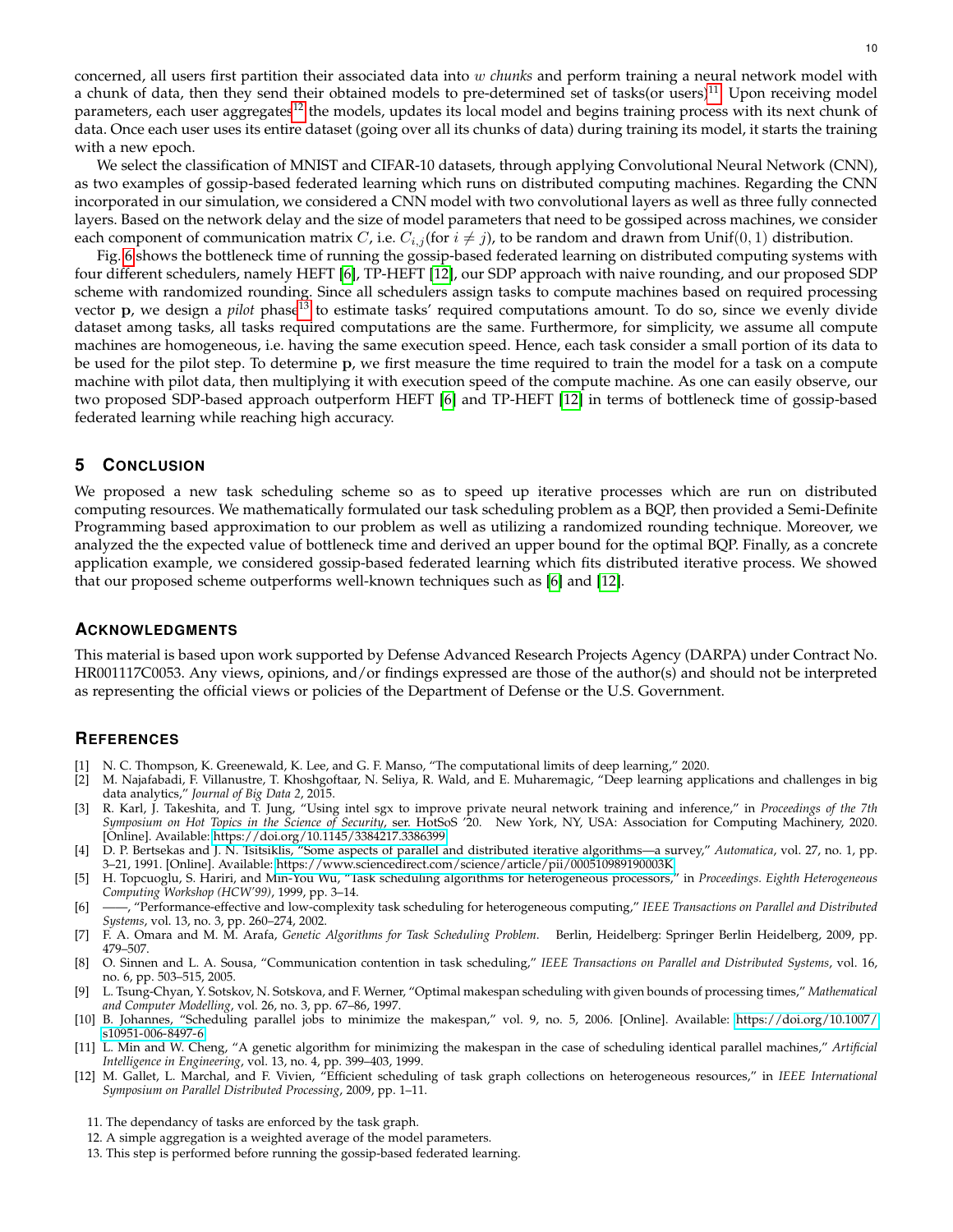concerned, all users first partition their associated data into $w$ *chunks* and perform training a neural network model with a chunk of data, then they send their obtained models to pre-determined set of tasks(or users)[11]. Upon receiving model parameters, each user aggregates[12] the models, updates its local model and begins training process with its next chunk of data. Once each user uses its entire dataset (going over all its chunks of data) during training its model, it starts the training with a new epoch.

We select the classification of MNIST and CIFAR-10 datasets, through applying Convolutional Neural Network (CNN), as two examples of gossip-based federated learning which runs on distributed computing machines. Regarding the CNN incorporated in our simulation, we considered a CNN model with two convolutional layers as well as three fully connected layers. Based on the network delay and the size of model parameters that need to be gossiped across machines, we consider each component of communication matrix $C$, i.e. $C_{i,j}$(for $i \neq j$), to be random and drawn from $\text{Unif}(0, 1)$ distribution.

Fig. 6 shows the bottleneck time of running the gossip-based federated learning on distributed computing systems with four different schedulers, namely HEFT [6], TP-HEFT [12], our SDP approach with naive rounding, and our proposed SDP scheme with randomized rounding. Since all schedulers assign tasks to compute machines based on required processing vector $\mathbf{p}$, we design a *pilot* phase[13] to estimate tasks' required computations amount. To do so, since we evenly divide dataset among tasks, all tasks required computations are the same. Furthermore, for simplicity, we assume all compute machines are homogeneous, i.e. having the same execution speed. Hence, each task consider a small portion of its data to be used for the pilot step. To determine $\mathbf{p}$, we first measure the time required to train the model for a task on a compute machine with pilot data, then multiplying it with execution speed of the compute machine. As one can easily observe, our two proposed SDP-based approach outperform HEFT [6] and TP-HEFT [12] in terms of bottleneck time of gossip-based federated learning while reaching high accuracy.

## 5 Conclusion

We proposed a new task scheduling scheme so as to speed up iterative processes which are run on distributed computing resources. We mathematically formulated our task scheduling problem as a BQP, then provided a Semi-Definite Programming based approximation to our problem as well as utilizing a randomized rounding technique. Moreover, we analyzed the the expected value of bottleneck time and derived an upper bound for the optimal BQP. Finally, as a concrete application example, we considered gossip-based federated learning which fits distributed iterative process. We showed that our proposed scheme outperforms well-known techniques such as [6] and [12].

## Acknowledgments

This material is based upon work supported by Defense Advanced Research Projects Agency (DARPA) under Contract No. HR001117C0053. Any views, opinions, and/or findings expressed are those of the author(s) and should not be interpreted as representing the official views or policies of the Department of Defense or the U.S. Government.

## References

[1] N. C. Thompson, K. Greenewald, K. Lee, and G. F. Manso, "The computational limits of deep learning," 2020.

[2] M. Najafabadi, F. Villanustre, T. Khoshgoftaar, N. Seliya, R. Wald, and E. Muharemagic, "Deep learning applications and challenges in big data analytics," *Journal of Big Data 2*, 2015.

[3] R. Karl, J. Takeshita, and T. Jung, "Using intel sgx to improve private neural network training and inference," in *Proceedings of the 7th Symposium on Hot Topics in the Science of Security*, ser. HotSoS '20. New York, NY, USA: Association for Computing Machinery, 2020. [Online]. Available: https://doi.org/10.1145/3384217.3386399

[4] D. P. Bertsekas and J. N. Tsitsiklis, "Some aspects of parallel and distributed iterative algorithms—a survey," *Automatica*, vol. 27, no. 1, pp. 3–21, 1991. [Online]. Available: https://www.sciencedirect.com/science/article/pii/000510989190003K

[5] H. Topcuoglu, S. Hariri, and Min-You Wu, "Task scheduling algorithms for heterogeneous processors," in *Proceedings. Eighth Heterogeneous Computing Workshop (HCW'99)*, 1999, pp. 3–14.

[6] ——, "Performance-effective and low-complexity task scheduling for heterogeneous computing," *IEEE Transactions on Parallel and Distributed Systems*, vol. 13, no. 3, pp. 260–274, 2002.

[7] F. A. Omara and M. M. Arafa, *Genetic Algorithms for Task Scheduling Problem*. Berlin, Heidelberg: Springer Berlin Heidelberg, 2009, pp. 479–507.

[8] O. Sinnen and L. A. Sousa, "Communication contention in task scheduling," *IEEE Transactions on Parallel and Distributed Systems*, vol. 16, no. 6, pp. 503–515, 2005.

[9] L. Tsung-Chyan, Y. Sotskov, N. Sotskova, and F. Werner, "Optimal makespan scheduling with given bounds of processing times," *Mathematical and Computer Modelling*, vol. 26, no. 3, pp. 67–86, 1997.

[10] B. Johannes, "Scheduling parallel jobs to minimize the makespan," vol. 9, no. 5, 2006. [Online]. Available: https://doi.org/10.1007/s10951-006-8497-6

[11] L. Min and W. Cheng, "A genetic algorithm for minimizing the makespan in the case of scheduling identical parallel machines," *Artificial Intelligence in Engineering*, vol. 13, no. 4, pp. 399–403, 1999.

[12] M. Gallet, L. Marchal, and F. Vivien, "Efficient scheduling of task graph collections on heterogeneous resources," in *IEEE International Symposium on Parallel Distributed Processing*, 2009, pp. 1–11.

11. The dependancy of tasks are enforced by the task graph.
12. A simple aggregation is a weighted average of the model parameters.
13. This step is performed before running the gossip-based federated learning.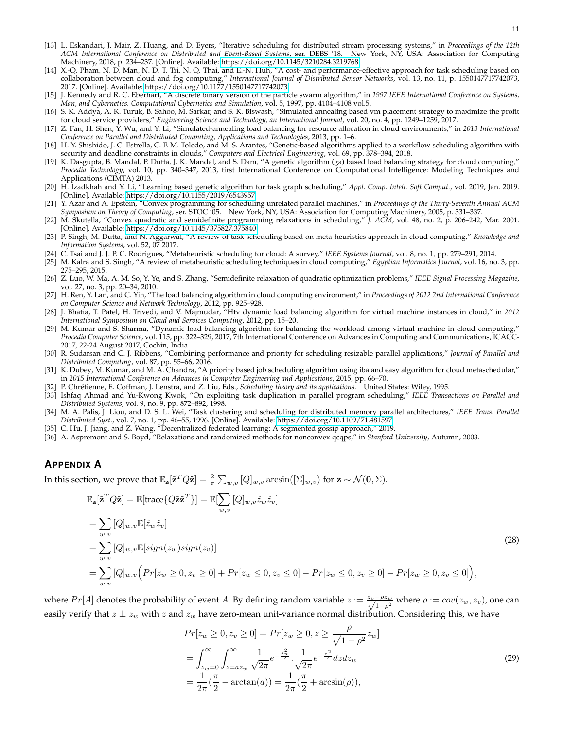[13] L. Eskandari, J. Mair, Z. Huang, and D. Eyers, "Iterative scheduling for distributed stream processing systems," in *Proceedings of the 12th ACM International Conference on Distributed and Event-Based Systems*, ser. DEBS '18. New York, NY, USA: Association for Computing Machinery, 2018, p. 234–237. [Online]. Available: https://doi.org/10.1145/3210284.3219768

[14] X.-Q. Pham, N. D. Man, N. D. T. Tri, N. Q. Thai, and E.-N. Huh, "A cost- and performance-effective approach for task scheduling based on collaboration between cloud and fog computing," *International Journal of Distributed Sensor Networks*, vol. 13, no. 11, p. 1550147717742073, 2017. [Online]. Available: https://doi.org/10.1177/1550147717742073

[15] J. Kennedy and R. C. Eberhart, "A discrete binary version of the particle swarm algorithm," in *1997 IEEE International Conference on Systems, Man, and Cybernetics. Computational Cybernetics and Simulation*, vol. 5, 1997, pp. 4104–4108 vol.5.

[16] S. K. Addya, A. K. Turuk, B. Sahoo, M. Sarkar, and S. K. Biswash, "Simulated annealing based vm placement strategy to maximize the profit for cloud service providers," *Engineering Science and Technology, an International Journal*, vol. 20, no. 4, pp. 1249–1259, 2017.

[17] Z. Fan, H. Shen, Y. Wu, and Y. Li, "Simulated-annealing load balancing for resource allocation in cloud environments," in *2013 International Conference on Parallel and Distributed Computing, Applications and Technologies*, 2013, pp. 1–6.

[18] H. Y. Shishido, J. C. Estrella, C. F. M. Toledo, and M. S. Arantes, "Genetic-based algorithms applied to a workflow scheduling algorithm with security and deadline constraints in clouds," *Computers and Electrical Engineering*, vol. 69, pp. 378–394, 2018.

[19] K. Dasgupta, B. Mandal, P. Dutta, J. K. Mandal, and S. Dam, "A genetic algorithm (ga) based load balancing strategy for cloud computing," *Procedia Technology*, vol. 10, pp. 340–347, 2013, first International Conference on Computational Intelligence: Modeling Techniques and Applications (CIMTA) 2013.

[20] H. Izadkhah and Y. Li, "Learning based genetic algorithm for task graph scheduling," *Appl. Comp. Intell. Soft Comput.*, vol. 2019, Jan. 2019. [Online]. Available: https://doi.org/10.1155/2019/6543957

[21] Y. Azar and A. Epstein, "Convex programming for scheduling unrelated parallel machines," in *Proceedings of the Thirty-Seventh Annual ACM Symposium on Theory of Computing*, ser. STOC '05. New York, NY, USA: Association for Computing Machinery, 2005, p. 331–337.

[22] M. Skutella, "Convex quadratic and semidefinite programming relaxations in scheduling," *J. ACM*, vol. 48, no. 2, p. 206–242, Mar. 2001. [Online]. Available: https://doi.org/10.1145/375827.375840

[23] P. Singh, M. Dutta, and N. Aggarwal, "A review of task scheduling based on meta-heuristics approach in cloud computing," *Knowledge and Information Systems*, vol. 52, 07 2017.

[24] C. Tsai and J. J. P. C. Rodrigues, "Metaheuristic scheduling for cloud: A survey," *IEEE Systems Journal*, vol. 8, no. 1, pp. 279–291, 2014.

[25] M. Kalra and S. Singh, "A review of metaheuristic scheduling techniques in cloud computing," *Egyptian Informatics Journal*, vol. 16, no. 3, pp. 275–295, 2015.

[26] Z. Luo, W. Ma, A. M. So, Y. Ye, and S. Zhang, "Semidefinite relaxation of quadratic optimization problems," *IEEE Signal Processing Magazine*, vol. 27, no. 3, pp. 20–34, 2010.

[27] H. Ren, Y. Lan, and C. Yin, "The load balancing algorithm in cloud computing environment," in *Proceedings of 2012 2nd International Conference on Computer Science and Network Technology*, 2012, pp. 925–928.

[28] J. Bhatia, T. Patel, H. Trivedi, and V. Majmudar, "Htv dynamic load balancing algorithm for virtual machine instances in cloud," in *2012 International Symposium on Cloud and Services Computing*, 2012, pp. 15–20.

[29] M. Kumar and S. Sharma, "Dynamic load balancing algorithm for balancing the workload among virtual machine in cloud computing," *Procedia Computer Science*, vol. 115, pp. 322–329, 2017, 7th International Conference on Advances in Computing and Communications, ICACC-2017, 22-24 August 2017, Cochin, India.

[30] R. Sudarsan and C. J. Ribbens, "Combining performance and priority for scheduling resizable parallel applications," *Journal of Parallel and Distributed Computing*, vol. 87, pp. 55–66, 2016.

[31] K. Dubey, M. Kumar, and M. A. Chandra, "A priority based job scheduling algorithm using iba and easy algorithm for cloud metaschedular," in *2015 International Conference on Advances in Computer Engineering and Applications*, 2015, pp. 66–70.

[32] P. Chrétienne, E. Coffman, J. Lenstra, and Z. Liu, Eds., *Scheduling theory and its applications*. United States: Wiley, 1995.

[33] Ishfaq Ahmad and Yu-Kwong Kwok, "On exploiting task duplication in parallel program scheduling," *IEEE Transactions on Parallel and Distributed Systems*, vol. 9, no. 9, pp. 872–892, 1998.

[34] M. A. Palis, J. Liou, and D. S. L. Wei, "Task clustering and scheduling for distributed memory parallel architectures," *IEEE Trans. Parallel Distributed Syst.*, vol. 7, no. 1, pp. 46–55, 1996. [Online]. Available: https://doi.org/10.1109/71.481597

[35] C. Hu, J. Jiang, and Z. Wang, "Decentralized federated learning: A segmented gossip approach," 2019.

[36] A. Aspremont and S. Boyd, "Relaxations and randomized methods for nonconvex qcqps," in *Stanford University*, Autumn, 2003.

## Appendix A

In this section, we prove that $\mathbb{E}_{\mathbf{z}}[\hat{\mathbf{z}}^T Q \hat{\mathbf{z}}] = \frac{2}{\pi}\sum_{w,v}[Q]_{w,v}\arcsin([\Sigma]_{w,v})$ for $\mathbf{z} \sim \mathcal{N}(\mathbf{0}, \Sigma)$.

$$
\begin{aligned}
\mathbb{E}_{\mathbf{z}}[\hat{\mathbf{z}}^T Q \hat{\mathbf{z}}] &= \mathbb{E}[\text{trace}\{Q\hat{\mathbf{z}}\hat{\mathbf{z}}^T\}] = \mathbb{E}[\sum_{w,v}[Q]_{w,v}\hat{z}_w\hat{z}_v] \\
&= \sum_{w,v}[Q]_{w,v}\mathbb{E}[\hat{z}_w\hat{z}_v] \\
&= \sum_{w,v}[Q]_{w,v}\mathbb{E}[sign(z_w)sign(z_v)] \\
&= \sum_{w,v}[Q]_{w,v}\Big(Pr[z_w \geq 0, z_v \geq 0] + Pr[z_w \leq 0, z_v \leq 0] - Pr[z_w \leq 0, z_v \geq 0] - Pr[z_w \geq 0, z_v \leq 0]\Big),
\end{aligned}
\tag{28}
$$

where $Pr[A]$ denotes the probability of event $A$. By defining random variable $z := \frac{z_v - \rho z_w}{\sqrt{1-\rho^2}}$ where $\rho := cov(z_w, z_v)$, one can easily verify that $z \perp z_w$ with $z$ and $z_w$ have zero-mean unit-variance normal distribution. Considering this, we have

$$
\begin{aligned}
Pr[z_w \geq 0, z_v \geq 0] &= Pr[z_w \geq 0, z \geq \frac{\rho}{\sqrt{1-\rho^2}} z_w] \\
&= \int_{z_w=0}^{\infty}\int_{z=az_w}^{\infty} \frac{1}{\sqrt{2\pi}} e^{-\frac{z_w^2}{2}} . \frac{1}{\sqrt{2\pi}} e^{-\frac{z^2}{2}} dz dz_w \\
&= \frac{1}{2\pi}(\frac{\pi}{2} - \arctan(a)) = \frac{1}{2\pi}(\frac{\pi}{2} + \arcsin(\rho)),
\end{aligned}
\tag{29}
$$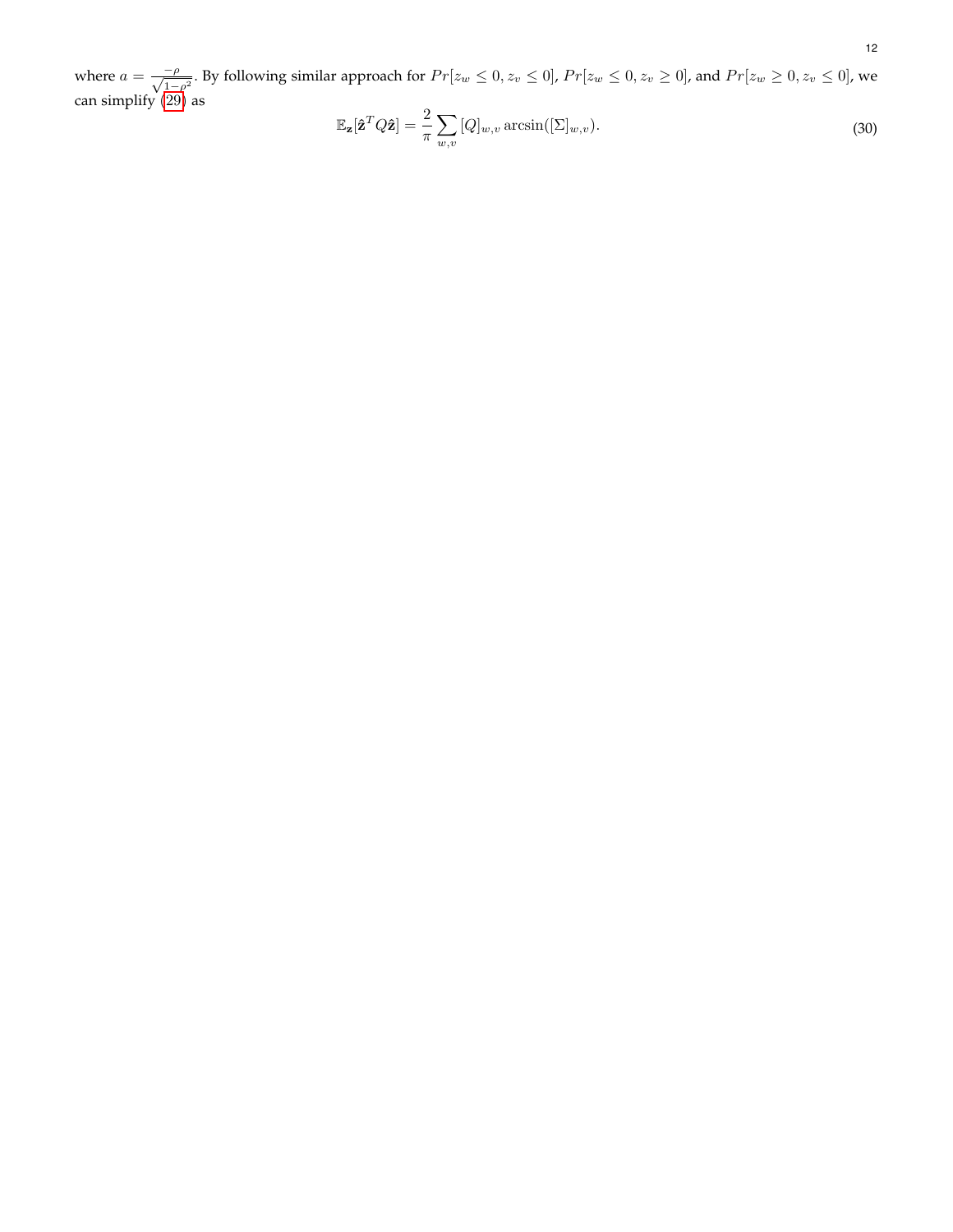where $a = \frac{-\rho}{\sqrt{1-\rho^2}}$. By following similar approach for $Pr[z_w \leq 0, z_v \leq 0]$, $Pr[z_w \leq 0, z_v \geq 0]$, and $Pr[z_w \geq 0, z_v \leq 0]$, we can simplify (29) as

$$\mathbb{E}_{\mathbf{z}}[\hat{\mathbf{z}}^T Q \hat{\mathbf{z}}] = \frac{2}{\pi} \sum_{w,v} [Q]_{w,v} \arcsin([\Sigma]_{w,v}). \tag{30}$$